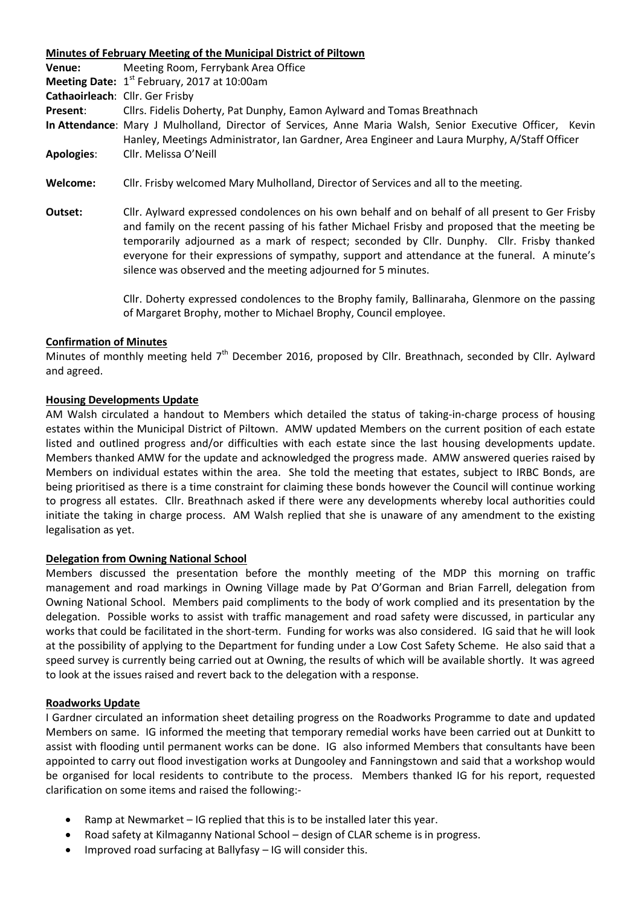**Minutes of February Meeting of the Municipal District of Piltown**

**Venue:** Meeting Room, Ferrybank Area Office

**Meeting Date:** 1st February, 2017 at 10:00am

**Cathaoirleach:** Cllr. Ger Frisby

**Present:** Cllrs. Fidelis Doherty, Pat Dunphy, Eamon Aylward and Tomas Breathnach

**In Attendance:** Mary J Mulholland, Director of Services, Anne Maria Walsh, Senior Executive Officer, Kevin Hanley, Meetings Administrator, Ian Gardner, Area Engineer and Laura Murphy, A/Staff Officer

**Apologies:** Cllr. Melissa O'Neill

**Welcome:** Cllr. Frisby welcomed Mary Mulholland, Director of Services and all to the meeting.

**Outset:** Cllr. Aylward expressed condolences on his own behalf and on behalf of all present to Ger Frisby and family on the recent passing of his father Michael Frisby and proposed that the meeting be temporarily adjourned as a mark of respect; seconded by Cllr. Dunphy. Cllr. Frisby thanked everyone for their expressions of sympathy, support and attendance at the funeral. A minute's silence was observed and the meeting adjourned for 5 minutes.

Cllr. Doherty expressed condolences to the Brophy family, Ballinaraha, Glenmore on the passing of Margaret Brophy, mother to Michael Brophy, Council employee.

**Confirmation of Minutes**

Minutes of monthly meeting held 7th December 2016, proposed by Cllr. Breathnach, seconded by Cllr. Aylward and agreed.

**Housing Developments Update**

AM Walsh circulated a handout to Members which detailed the status of taking-in-charge process of housing estates within the Municipal District of Piltown. AMW updated Members on the current position of each estate listed and outlined progress and/or difficulties with each estate since the last housing developments update. Members thanked AMW for the update and acknowledged the progress made. AMW answered queries raised by Members on individual estates within the area. She told the meeting that estates, subject to IRBC Bonds, are being prioritised as there is a time constraint for claiming these bonds however the Council will continue working to progress all estates. Cllr. Breathnach asked if there were any developments whereby local authorities could initiate the taking in charge process. AM Walsh replied that she is unaware of any amendment to the existing legalisation as yet.

**Delegation from Owning National School**

Members discussed the presentation before the monthly meeting of the MDP this morning on traffic management and road markings in Owning Village made by Pat O'Gorman and Brian Farrell, delegation from Owning National School. Members paid compliments to the body of work complied and its presentation by the delegation. Possible works to assist with traffic management and road safety were discussed, in particular any works that could be facilitated in the short-term. Funding for works was also considered. IG said that he will look at the possibility of applying to the Department for funding under a Low Cost Safety Scheme. He also said that a speed survey is currently being carried out at Owning, the results of which will be available shortly. It was agreed to look at the issues raised and revert back to the delegation with a response.

**Roadworks Update**

I Gardner circulated an information sheet detailing progress on the Roadworks Programme to date and updated Members on same. IG informed the meeting that temporary remedial works have been carried out at Dunkitt to assist with flooding until permanent works can be done. IG also informed Members that consultants have been appointed to carry out flood investigation works at Dungooley and Fanningstown and said that a workshop would be organised for local residents to contribute to the process. Members thanked IG for his report, requested clarification on some items and raised the following:-

- Ramp at Newmarket – IG replied that this is to be installed later this year.
- Road safety at Kilmaganny National School – design of CLAR scheme is in progress.
- Improved road surfacing at Ballyfasy – IG will consider this.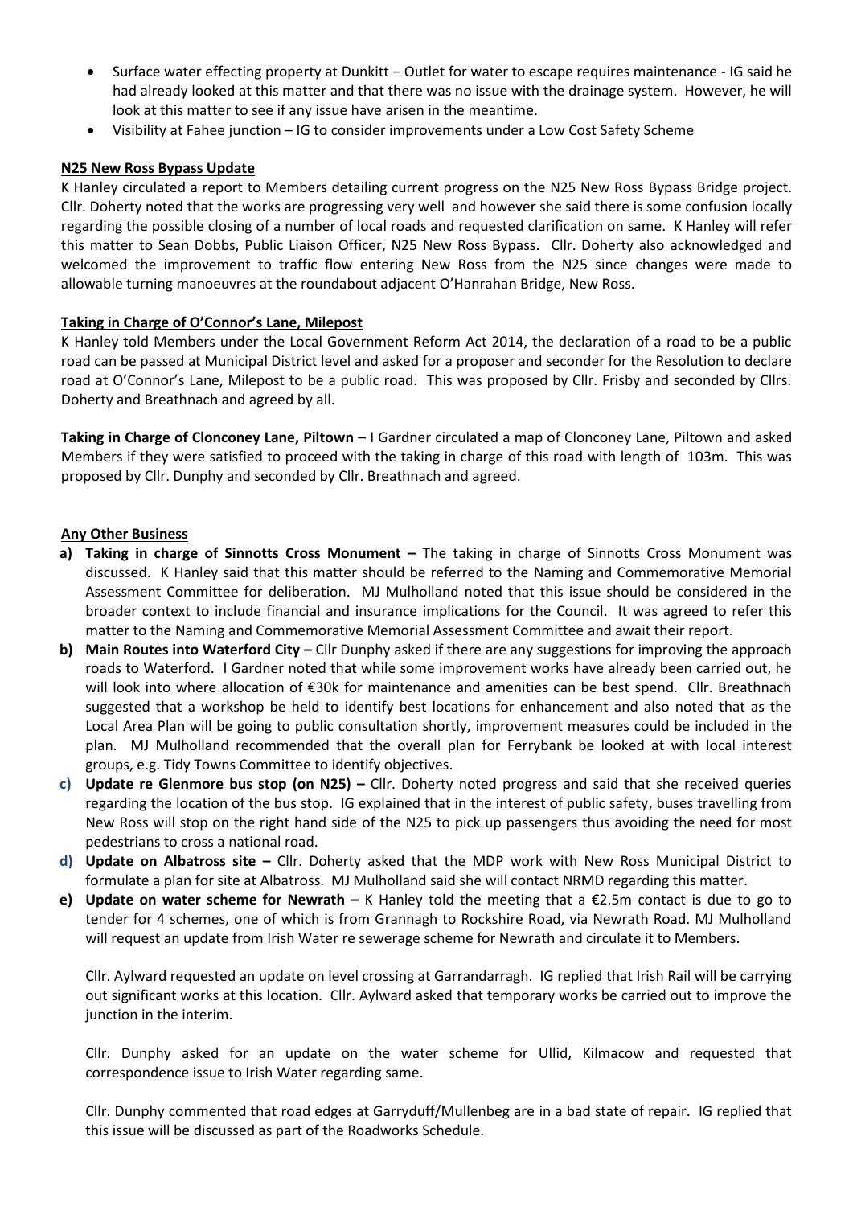- Surface water effecting property at Dunkitt – Outlet for water to escape requires maintenance - IG said he had already looked at this matter and that there was no issue with the drainage system. However, he will look at this matter to see if any issue have arisen in the meantime.
- Visibility at Fahee junction – IG to consider improvements under a Low Cost Safety Scheme

**N25 New Ross Bypass Update**

K Hanley circulated a report to Members detailing current progress on the N25 New Ross Bypass Bridge project. Cllr. Doherty noted that the works are progressing very well and however she said there is some confusion locally regarding the possible closing of a number of local roads and requested clarification on same. K Hanley will refer this matter to Sean Dobbs, Public Liaison Officer, N25 New Ross Bypass. Cllr. Doherty also acknowledged and welcomed the improvement to traffic flow entering New Ross from the N25 since changes were made to allowable turning manoeuvres at the roundabout adjacent O'Hanrahan Bridge, New Ross.

**Taking in Charge of O'Connor's Lane, Milepost**

K Hanley told Members under the Local Government Reform Act 2014, the declaration of a road to be a public road can be passed at Municipal District level and asked for a proposer and seconder for the Resolution to declare road at O'Connor's Lane, Milepost to be a public road. This was proposed by Cllr. Frisby and seconded by Cllrs. Doherty and Breathnach and agreed by all.

**Taking in Charge of Clonconey Lane, Piltown** – I Gardner circulated a map of Clonconey Lane, Piltown and asked Members if they were satisfied to proceed with the taking in charge of this road with length of 103m. This was proposed by Cllr. Dunphy and seconded by Cllr. Breathnach and agreed.

**Any Other Business**

a) **Taking in charge of Sinnotts Cross Monument –** The taking in charge of Sinnotts Cross Monument was discussed. K Hanley said that this matter should be referred to the Naming and Commemorative Memorial Assessment Committee for deliberation. MJ Mulholland noted that this issue should be considered in the broader context to include financial and insurance implications for the Council. It was agreed to refer this matter to the Naming and Commemorative Memorial Assessment Committee and await their report.

b) **Main Routes into Waterford City –** Cllr Dunphy asked if there are any suggestions for improving the approach roads to Waterford. I Gardner noted that while some improvement works have already been carried out, he will look into where allocation of €30k for maintenance and amenities can be best spend. Cllr. Breathnach suggested that a workshop be held to identify best locations for enhancement and also noted that as the Local Area Plan will be going to public consultation shortly, improvement measures could be included in the plan. MJ Mulholland recommended that the overall plan for Ferrybank be looked at with local interest groups, e.g. Tidy Towns Committee to identify objectives.

c) **Update re Glenmore bus stop (on N25) –** Cllr. Doherty noted progress and said that she received queries regarding the location of the bus stop. IG explained that in the interest of public safety, buses travelling from New Ross will stop on the right hand side of the N25 to pick up passengers thus avoiding the need for most pedestrians to cross a national road.

d) **Update on Albatross site –** Cllr. Doherty asked that the MDP work with New Ross Municipal District to formulate a plan for site at Albatross. MJ Mulholland said she will contact NRMD regarding this matter.

e) **Update on water scheme for Newrath –** K Hanley told the meeting that a €2.5m contact is due to go to tender for 4 schemes, one of which is from Grannagh to Rockshire Road, via Newrath Road. MJ Mulholland will request an update from Irish Water re sewerage scheme for Newrath and circulate it to Members.

   Cllr. Aylward requested an update on level crossing at Garrandarragh. IG replied that Irish Rail will be carrying out significant works at this location. Cllr. Aylward asked that temporary works be carried out to improve the junction in the interim.

   Cllr. Dunphy asked for an update on the water scheme for Ullid, Kilmacow and requested that correspondence issue to Irish Water regarding same.

   Cllr. Dunphy commented that road edges at Garryduff/Mullenbeg are in a bad state of repair. IG replied that this issue will be discussed as part of the Roadworks Schedule.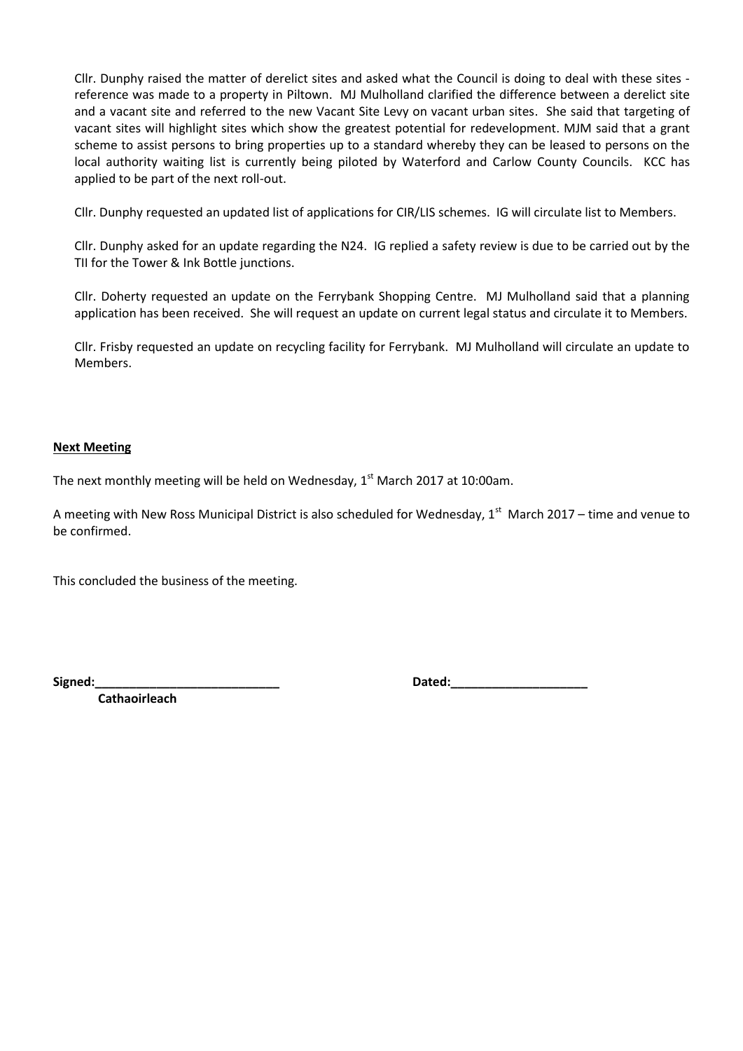Cllr. Dunphy raised the matter of derelict sites and asked what the Council is doing to deal with these sites - reference was made to a property in Piltown. MJ Mulholland clarified the difference between a derelict site and a vacant site and referred to the new Vacant Site Levy on vacant urban sites. She said that targeting of vacant sites will highlight sites which show the greatest potential for redevelopment. MJM said that a grant scheme to assist persons to bring properties up to a standard whereby they can be leased to persons on the local authority waiting list is currently being piloted by Waterford and Carlow County Councils. KCC has applied to be part of the next roll-out.

Cllr. Dunphy requested an updated list of applications for CIR/LIS schemes. IG will circulate list to Members.

Cllr. Dunphy asked for an update regarding the N24. IG replied a safety review is due to be carried out by the TII for the Tower & Ink Bottle junctions.

Cllr. Doherty requested an update on the Ferrybank Shopping Centre. MJ Mulholland said that a planning application has been received. She will request an update on current legal status and circulate it to Members.

Cllr. Frisby requested an update on recycling facility for Ferrybank. MJ Mulholland will circulate an update to Members.

**Next Meeting**

The next monthly meeting will be held on Wednesday, 1st March 2017 at 10:00am.

A meeting with New Ross Municipal District is also scheduled for Wednesday, 1st March 2017 – time and venue to be confirmed.

This concluded the business of the meeting.

**Signed:\_\_\_\_\_\_\_\_\_\_\_\_\_\_\_\_\_\_\_\_\_\_\_\_\_\_\_** **Dated:\_\_\_\_\_\_\_\_\_\_\_\_\_\_\_\_\_\_\_\_**

**Cathaoirleach**